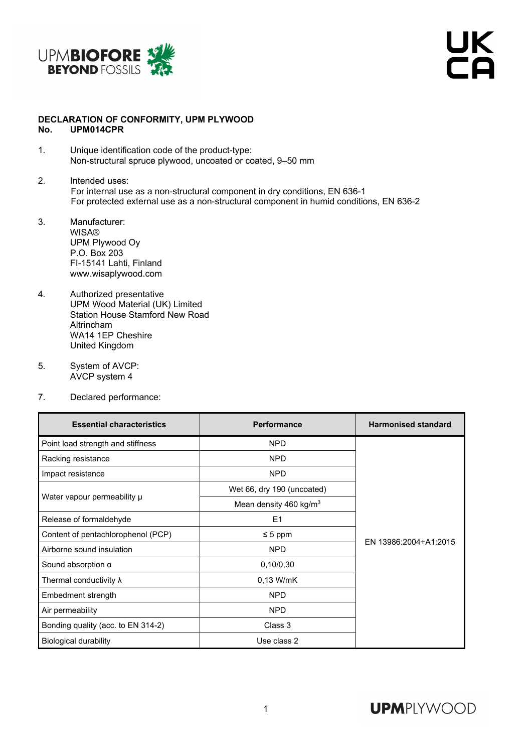**DECLARATION OF CONFORMITY, UPM PLYWOOD**
**No. UPM014CPR**

1. Unique identification code of the product-type:
   Non-structural spruce plywood, uncoated or coated, 9–50 mm

2. Intended uses:
   For internal use as a non-structural component in dry conditions, EN 636-1
   For protected external use as a non-structural component in humid conditions, EN 636-2

3. Manufacturer:
   WISA®
   UPM Plywood Oy
   P.O. Box 203
   FI-15141 Lahti, Finland
   www.wisaplywood.com

4. Authorized presentative
   UPM Wood Material (UK) Limited
   Station House Stamford New Road
   Altrincham
   WA14 1EP Cheshire
   United Kingdom

5. System of AVCP:
   AVCP system 4

7. Declared performance:

| Essential characteristics | Performance | Harmonised standard |
|---|---|---|
| Point load strength and stiffness | NPD | EN 13986:2004+A1:2015 |
| Racking resistance | NPD | |
| Impact resistance | NPD | |
| Water vapour permeability μ | Wet 66, dry 190 (uncoated) | |
| | Mean density 460 kg/m³ | |
| Release of formaldehyde | E1 | |
| Content of pentachlorophenol (PCP) | ≤ 5 ppm | |
| Airborne sound insulation | NPD | |
| Sound absorption α | 0,10/0,30 | |
| Thermal conductivity λ | 0,13 W/mK | |
| Embedment strength | NPD | |
| Air permeability | NPD | |
| Bonding quality (acc. to EN 314-2) | Class 3 | |
| Biological durability | Use class 2 | |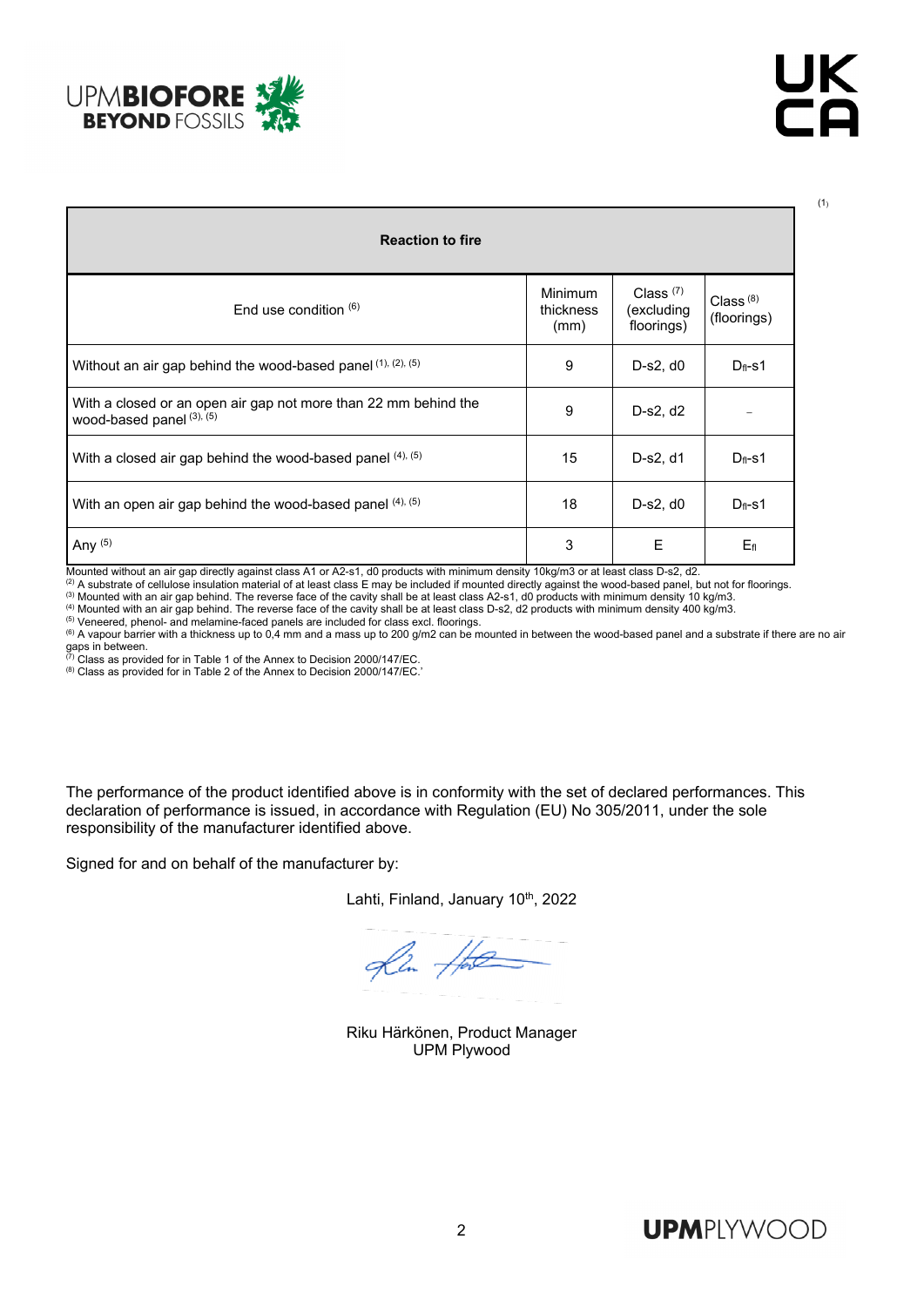(1)

| Reaction to fire | | | |
|---|---|---|---|
| End use condition (6) | Minimum thickness (mm) | Class (7) (excluding floorings) | Class (8) (floorings) |
| Without an air gap behind the wood-based panel (1), (2), (5) | 9 | D-s2, d0 | $D_{fl}$-s1 |
| With a closed or an open air gap not more than 22 mm behind the wood-based panel (3), (5) | 9 | D-s2, d2 | – |
| With a closed air gap behind the wood-based panel (4), (5) | 15 | D-s2, d1 | $D_{fl}$-s1 |
| With an open air gap behind the wood-based panel (4), (5) | 18 | D-s2, d0 | $D_{fl}$-s1 |
| Any (5) | 3 | E | $E_{fl}$ |

Mounted without an air gap directly against class A1 or A2-s1, d0 products with minimum density 10kg/m3 or at least class D-s2, d2.
(2) A substrate of cellulose insulation material of at least class E may be included if mounted directly against the wood-based panel, but not for floorings.
(3) Mounted with an air gap behind. The reverse face of the cavity shall be at least class A2-s1, d0 products with minimum density 10 kg/m3.
(4) Mounted with an air gap behind. The reverse face of the cavity shall be at least class D-s2, d2 products with minimum density 400 kg/m3.
(5) Veneered, phenol- and melamine-faced panels are included for class excl. floorings.
(6) A vapour barrier with a thickness up to 0,4 mm and a mass up to 200 g/m2 can be mounted in between the wood-based panel and a substrate if there are no air gaps in between.
(7) Class as provided for in Table 1 of the Annex to Decision 2000/147/EC.
(8) Class as provided for in Table 2 of the Annex to Decision 2000/147/EC.'

The performance of the product identified above is in conformity with the set of declared performances. This declaration of performance is issued, in accordance with Regulation (EU) No 305/2011, under the sole responsibility of the manufacturer identified above.

Signed for and on behalf of the manufacturer by:

Lahti, Finland, January 10th, 2022

Riku Härkönen, Product Manager
UPM Plywood